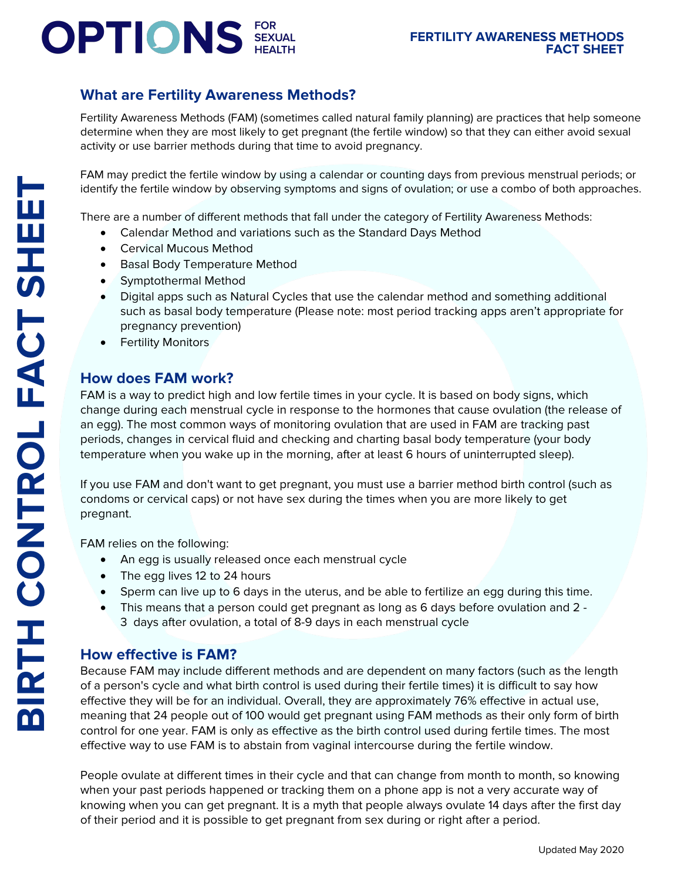# OPTIONS FOR SEXUAL HEALTH

## FERTILITY AWARENESS METHODS FACT SHEET

**BIRTH CONTROL FACT SHEET**

## What are Fertility Awareness Methods?

Fertility Awareness Methods (FAM) (sometimes called natural family planning) are practices that help someone determine when they are most likely to get pregnant (the fertile window) so that they can either avoid sexual activity or use barrier methods during that time to avoid pregnancy.

FAM may predict the fertile window by using a calendar or counting days from previous menstrual periods; or identify the fertile window by observing symptoms and signs of ovulation; or use a combo of both approaches.

There are a number of different methods that fall under the category of Fertility Awareness Methods:

- Calendar Method and variations such as the Standard Days Method
- Cervical Mucous Method
- Basal Body Temperature Method
- Symptothermal Method
- Digital apps such as Natural Cycles that use the calendar method and something additional such as basal body temperature (Please note: most period tracking apps aren't appropriate for pregnancy prevention)
- Fertility Monitors

## How does FAM work?

FAM is a way to predict high and low fertile times in your cycle. It is based on body signs, which change during each menstrual cycle in response to the hormones that cause ovulation (the release of an egg). The most common ways of monitoring ovulation that are used in FAM are tracking past periods, changes in cervical fluid and checking and charting basal body temperature (your body temperature when you wake up in the morning, after at least 6 hours of uninterrupted sleep).

If you use FAM and don't want to get pregnant, you must use a barrier method birth control (such as condoms or cervical caps) or not have sex during the times when you are more likely to get pregnant.

FAM relies on the following:

- An egg is usually released once each menstrual cycle
- The egg lives 12 to 24 hours
- Sperm can live up to 6 days in the uterus, and be able to fertilize an egg during this time.
- This means that a person could get pregnant as long as 6 days before ovulation and 2 - 3 days after ovulation, a total of 8-9 days in each menstrual cycle

## How effective is FAM?

Because FAM may include different methods and are dependent on many factors (such as the length of a person's cycle and what birth control is used during their fertile times) it is difficult to say how effective they will be for an individual. Overall, they are approximately 76% effective in actual use, meaning that 24 people out of 100 would get pregnant using FAM methods as their only form of birth control for one year. FAM is only as effective as the birth control used during fertile times. The most effective way to use FAM is to abstain from vaginal intercourse during the fertile window.

People ovulate at different times in their cycle and that can change from month to month, so knowing when your past periods happened or tracking them on a phone app is not a very accurate way of knowing when you can get pregnant. It is a myth that people always ovulate 14 days after the first day of their period and it is possible to get pregnant from sex during or right after a period.

Updated May 2020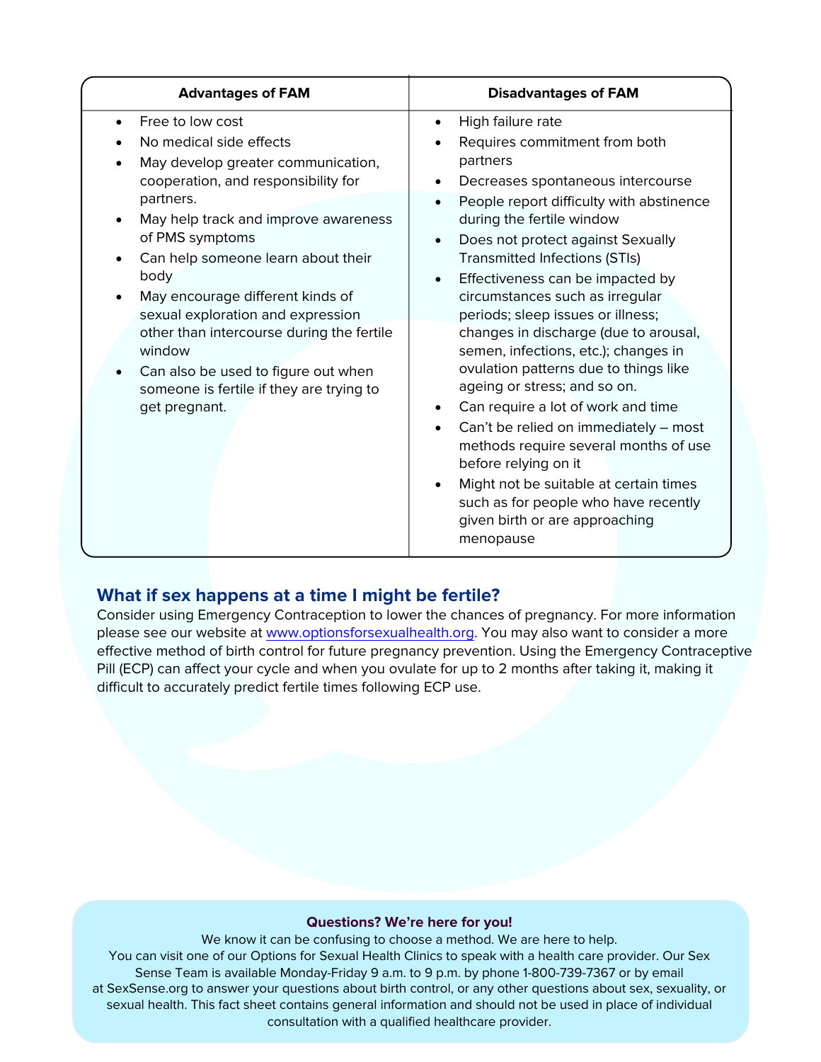| Advantages of FAM | Disadvantages of FAM |
|---|---|
| • Free to low cost<br>• No medical side effects<br>• May develop greater communication, cooperation, and responsibility for partners.<br>• May help track and improve awareness of PMS symptoms<br>• Can help someone learn about their body<br>• May encourage different kinds of sexual exploration and expression other than intercourse during the fertile window<br>• Can also be used to figure out when someone is fertile if they are trying to get pregnant. | • High failure rate<br>• Requires commitment from both partners<br>• Decreases spontaneous intercourse<br>• People report difficulty with abstinence during the fertile window<br>• Does not protect against Sexually Transmitted Infections (STIs)<br>• Effectiveness can be impacted by circumstances such as irregular periods; sleep issues or illness; changes in discharge (due to arousal, semen, infections, etc.); changes in ovulation patterns due to things like ageing or stress; and so on.<br>• Can require a lot of work and time<br>• Can't be relied on immediately – most methods require several months of use before relying on it<br>• Might not be suitable at certain times such as for people who have recently given birth or are approaching menopause |

## What if sex happens at a time I might be fertile?

Consider using Emergency Contraception to lower the chances of pregnancy. For more information please see our website at [www.optionsforsexualhealth.org](www.optionsforsexualhealth.org). You may also want to consider a more effective method of birth control for future pregnancy prevention. Using the Emergency Contraceptive Pill (ECP) can affect your cycle and when you ovulate for up to 2 months after taking it, making it difficult to accurately predict fertile times following ECP use.

**Questions? We're here for you!**

We know it can be confusing to choose a method. We are here to help.
You can visit one of our Options for Sexual Health Clinics to speak with a health care provider. Our Sex Sense Team is available Monday-Friday 9 a.m. to 9 p.m. by phone 1-800-739-7367 or by email at SexSense.org to answer your questions about birth control, or any other questions about sex, sexuality, or sexual health. This fact sheet contains general information and should not be used in place of individual consultation with a qualified healthcare provider.